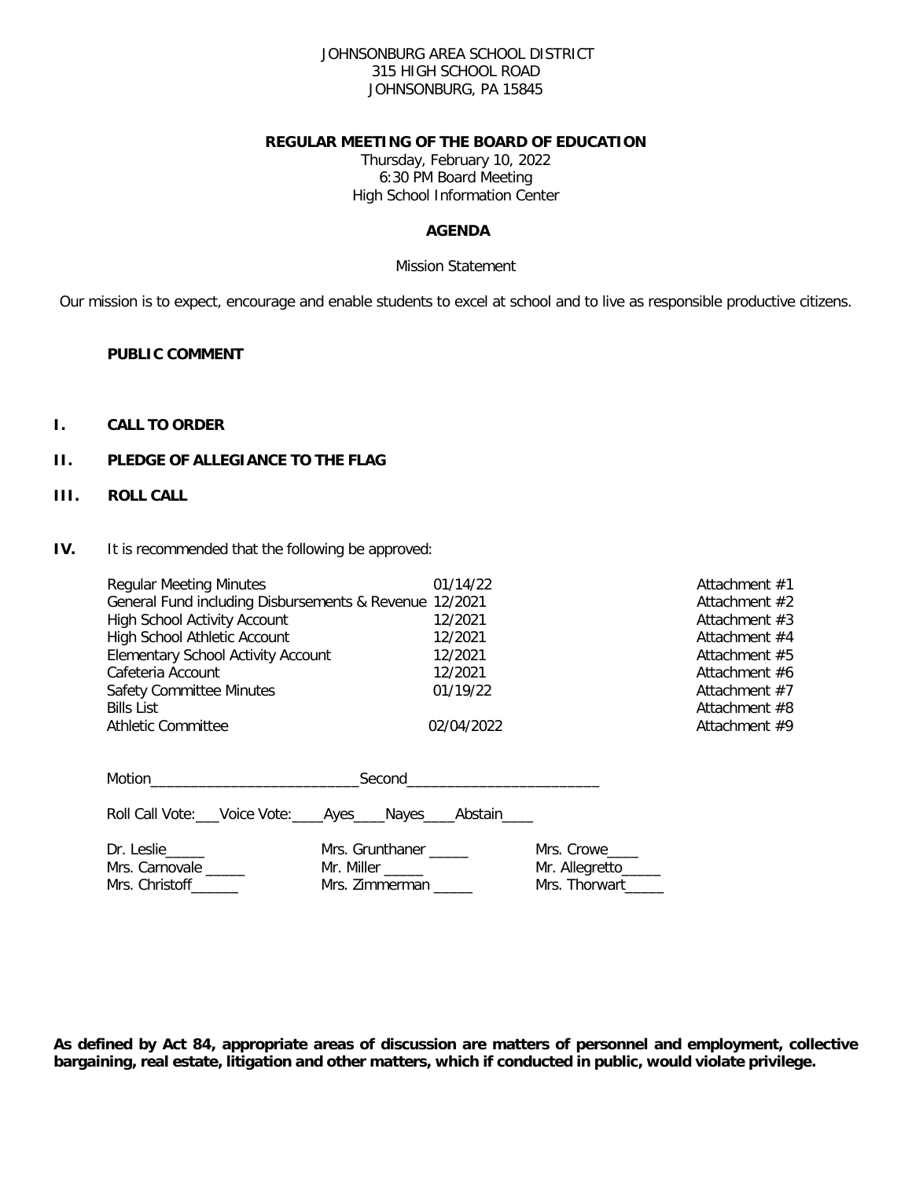JOHNSONBURG AREA SCHOOL DISTRICT
315 HIGH SCHOOL ROAD
JOHNSONBURG, PA 15845

**REGULAR MEETING OF THE BOARD OF EDUCATION**

Thursday, February 10, 2022
6:30 PM Board Meeting
High School Information Center

**AGENDA**

Mission Statement

Our mission is to expect, encourage and enable students to excel at school and to live as responsible productive citizens.

**PUBLIC COMMENT**

**I. CALL TO ORDER**

**II. PLEDGE OF ALLEGIANCE TO THE FLAG**

**III. ROLL CALL**

**IV.** It is recommended that the following be approved:

| | | |
|---|---|---|
| Regular Meeting Minutes | 01/14/22 | Attachment #1 |
| General Fund including Disbursements & Revenue | 12/2021 | Attachment #2 |
| High School Activity Account | 12/2021 | Attachment #3 |
| High School Athletic Account | 12/2021 | Attachment #4 |
| Elementary School Activity Account | 12/2021 | Attachment #5 |
| Cafeteria Account | 12/2021 | Attachment #6 |
| Safety Committee Minutes | 01/19/22 | Attachment #7 |
| Bills List | | Attachment #8 |
| Athletic Committee | 02/04/2022 | Attachment #9 |

Motion__________________________Second________________________

Roll Call Vote:___Voice Vote:____Ayes____Nayes____Abstain____

| | | |
|---|---|---|
| Dr. Leslie_____ | Mrs. Grunthaner _____ | Mrs. Crowe____ |
| Mrs. Carnovale _____ | Mr. Miller _____ | Mr. Allegretto_____ |
| Mrs. Christoff______ | Mrs. Zimmerman _____ | Mrs. Thorwart_____ |

**As defined by Act 84, appropriate areas of discussion are matters of personnel and employment, collective bargaining, real estate, litigation and other matters, which if conducted in public, would violate privilege.**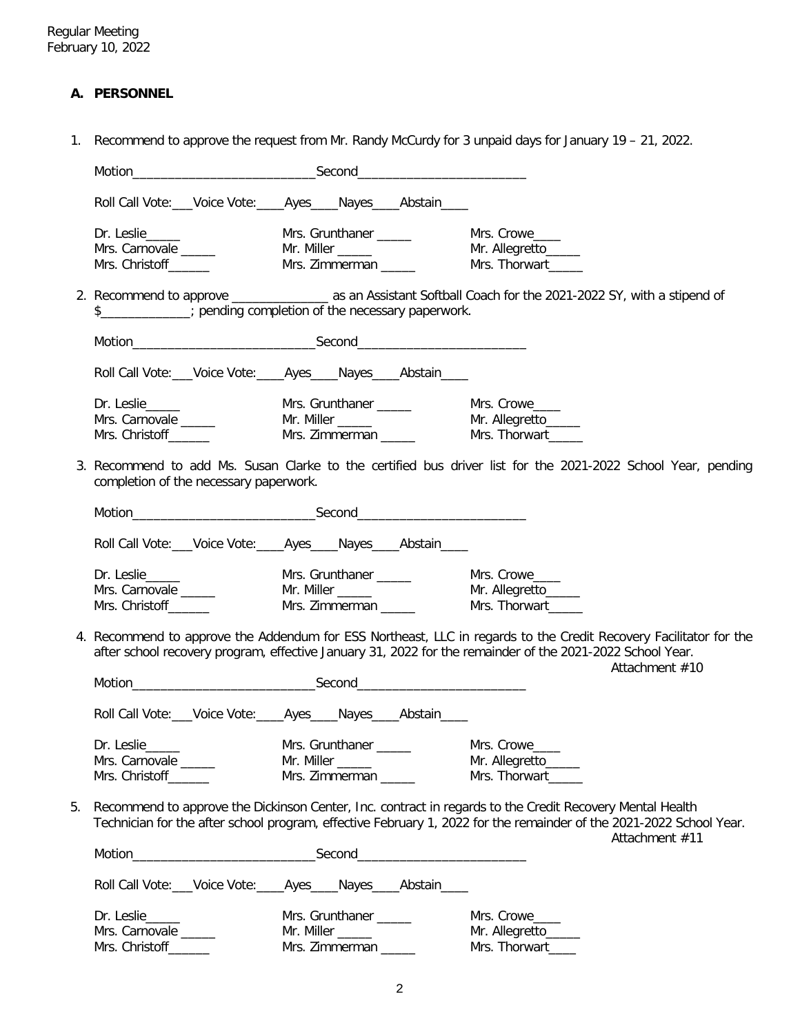Regular Meeting
February 10, 2022

## A. PERSONNEL

1. Recommend to approve the request from Mr. Randy McCurdy for 3 unpaid days for January 19 – 21, 2022.

   Motion__________________________Second________________________

   Roll Call Vote:___Voice Vote:____Ayes____Nayes____Abstain____

   | | | |
   |---|---|---|
   | Dr. Leslie_____ | Mrs. Grunthaner _____ | Mrs. Crowe____ |
   | Mrs. Carnovale _____ | Mr. Miller _____ | Mr. Allegretto_____ |
   | Mrs. Christoff______ | Mrs. Zimmerman _____ | Mrs. Thorwart_____ |

2. Recommend to approve ______________ as an Assistant Softball Coach for the 2021-2022 SY, with a stipend of $_____________; pending completion of the necessary paperwork.

   Motion__________________________Second________________________

   Roll Call Vote:___Voice Vote:____Ayes____Nayes____Abstain____

   | | | |
   |---|---|---|
   | Dr. Leslie_____ | Mrs. Grunthaner _____ | Mrs. Crowe____ |
   | Mrs. Carnovale _____ | Mr. Miller _____ | Mr. Allegretto_____ |
   | Mrs. Christoff______ | Mrs. Zimmerman _____ | Mrs. Thorwart_____ |

3. Recommend to add Ms. Susan Clarke to the certified bus driver list for the 2021-2022 School Year, pending completion of the necessary paperwork.

   Motion__________________________Second________________________

   Roll Call Vote:___Voice Vote:____Ayes____Nayes____Abstain____

   | | | |
   |---|---|---|
   | Dr. Leslie_____ | Mrs. Grunthaner _____ | Mrs. Crowe____ |
   | Mrs. Carnovale _____ | Mr. Miller _____ | Mr. Allegretto_____ |
   | Mrs. Christoff______ | Mrs. Zimmerman _____ | Mrs. Thorwart_____ |

4. Recommend to approve the Addendum for ESS Northeast, LLC in regards to the Credit Recovery Facilitator for the after school recovery program, effective January 31, 2022 for the remainder of the 2021-2022 School Year.

   Attachment #10

   Motion__________________________Second________________________

   Roll Call Vote:___Voice Vote:____Ayes____Nayes____Abstain____

   | | | |
   |---|---|---|
   | Dr. Leslie_____ | Mrs. Grunthaner _____ | Mrs. Crowe____ |
   | Mrs. Carnovale _____ | Mr. Miller _____ | Mr. Allegretto_____ |
   | Mrs. Christoff______ | Mrs. Zimmerman _____ | Mrs. Thorwart_____ |

5. Recommend to approve the Dickinson Center, Inc. contract in regards to the Credit Recovery Mental Health Technician for the after school program, effective February 1, 2022 for the remainder of the 2021-2022 School Year.

   Attachment #11

   Motion__________________________Second________________________

   Roll Call Vote:___Voice Vote:____Ayes____Nayes____Abstain____

   | | | |
   |---|---|---|
   | Dr. Leslie_____ | Mrs. Grunthaner _____ | Mrs. Crowe____ |
   | Mrs. Carnovale _____ | Mr. Miller _____ | Mr. Allegretto_____ |
   | Mrs. Christoff______ | Mrs. Zimmerman _____ | Mrs. Thorwart____ |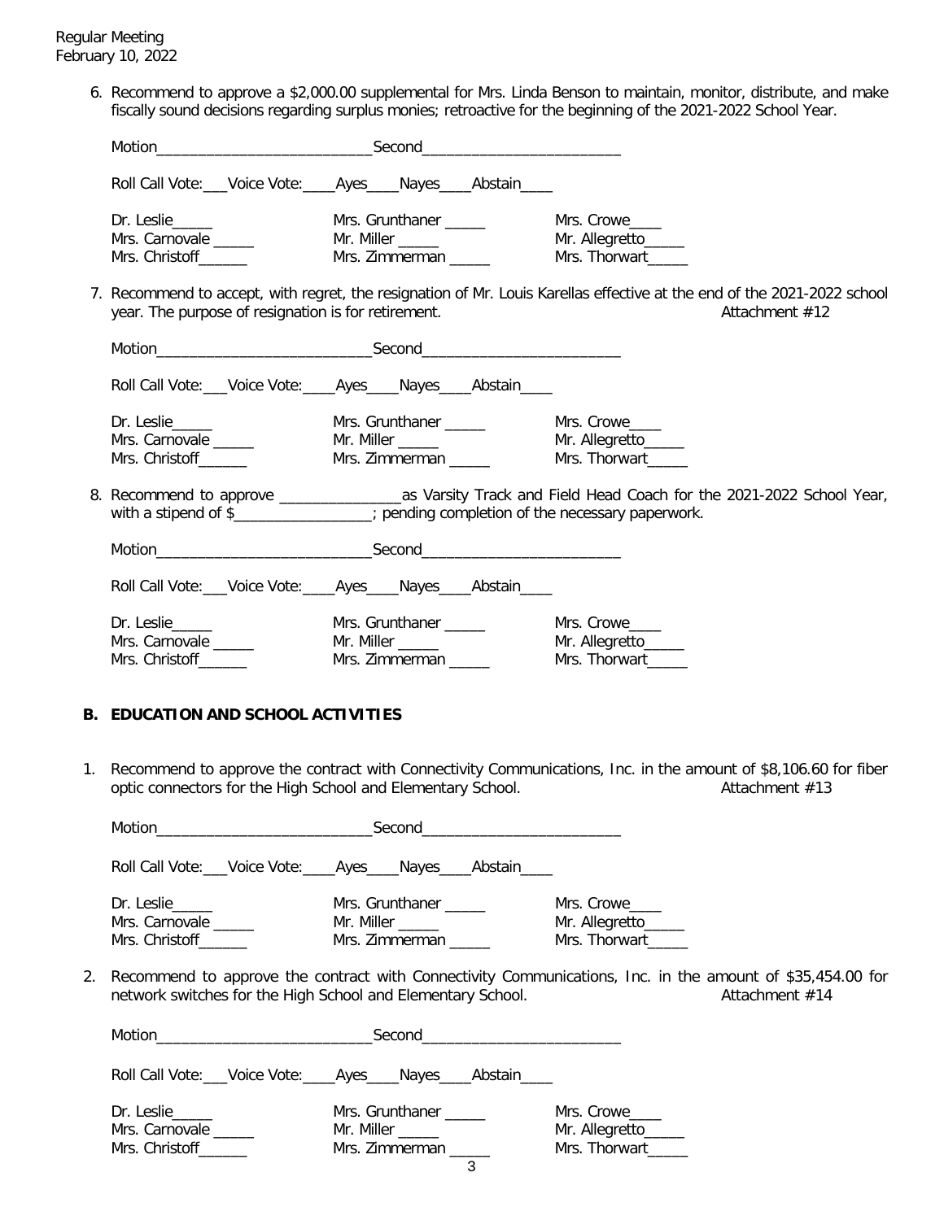6. Recommend to approve a $2,000.00 supplemental for Mrs. Linda Benson to maintain, monitor, distribute, and make fiscally sound decisions regarding surplus monies; retroactive for the beginning of the 2021-2022 School Year.

   Motion___________________________Second_________________________

   Roll Call Vote:___Voice Vote:____Ayes____Nayes____Abstain____

   | | | |
   |---|---|---|
   | Dr. Leslie_____ | Mrs. Grunthaner _____ | Mrs. Crowe____ |
   | Mrs. Carnovale _____ | Mr. Miller _____ | Mr. Allegretto_____ |
   | Mrs. Christoff______ | Mrs. Zimmerman _____ | Mrs. Thorwart_____ |

7. Recommend to accept, with regret, the resignation of Mr. Louis Karellas effective at the end of the 2021-2022 school year. The purpose of resignation is for retirement. Attachment #12

   Motion___________________________Second_________________________

   Roll Call Vote:___Voice Vote:____Ayes____Nayes____Abstain____

   | | | |
   |---|---|---|
   | Dr. Leslie_____ | Mrs. Grunthaner _____ | Mrs. Crowe____ |
   | Mrs. Carnovale _____ | Mr. Miller _____ | Mr. Allegretto_____ |
   | Mrs. Christoff______ | Mrs. Zimmerman _____ | Mrs. Thorwart_____ |

8. Recommend to approve _______________as Varsity Track and Field Head Coach for the 2021-2022 School Year, with a stipend of $_________________; pending completion of the necessary paperwork.

   Motion___________________________Second_________________________

   Roll Call Vote:___Voice Vote:____Ayes____Nayes____Abstain____

   | | | |
   |---|---|---|
   | Dr. Leslie_____ | Mrs. Grunthaner _____ | Mrs. Crowe____ |
   | Mrs. Carnovale _____ | Mr. Miller _____ | Mr. Allegretto_____ |
   | Mrs. Christoff______ | Mrs. Zimmerman _____ | Mrs. Thorwart_____ |

## B. EDUCATION AND SCHOOL ACTIVITIES

1. Recommend to approve the contract with Connectivity Communications, Inc. in the amount of $8,106.60 for fiber optic connectors for the High School and Elementary School. Attachment #13

   Motion___________________________Second_________________________

   Roll Call Vote:___Voice Vote:____Ayes____Nayes____Abstain____

   | | | |
   |---|---|---|
   | Dr. Leslie_____ | Mrs. Grunthaner _____ | Mrs. Crowe____ |
   | Mrs. Carnovale _____ | Mr. Miller _____ | Mr. Allegretto_____ |
   | Mrs. Christoff______ | Mrs. Zimmerman _____ | Mrs. Thorwart_____ |

2. Recommend to approve the contract with Connectivity Communications, Inc. in the amount of $35,454.00 for network switches for the High School and Elementary School. Attachment #14

   Motion___________________________Second_________________________

   Roll Call Vote:___Voice Vote:____Ayes____Nayes____Abstain____

   | | | |
   |---|---|---|
   | Dr. Leslie_____ | Mrs. Grunthaner _____ | Mrs. Crowe____ |
   | Mrs. Carnovale _____ | Mr. Miller _____ | Mr. Allegretto_____ |
   | Mrs. Christoff______ | Mrs. Zimmerman _____ | Mrs. Thorwart_____ |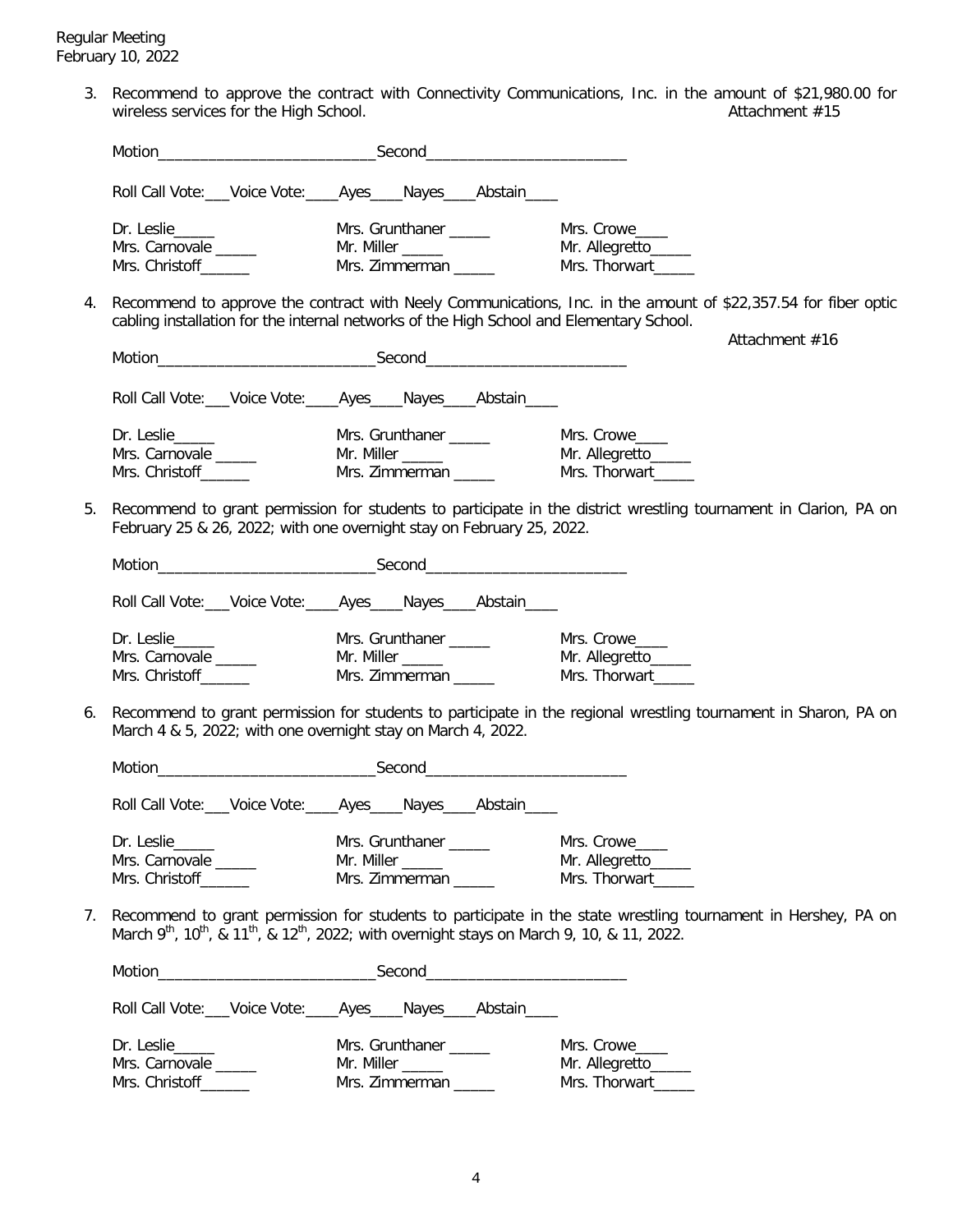3. Recommend to approve the contract with Connectivity Communications, Inc. in the amount of $21,980.00 for wireless services for the High School. Attachment #15

   Motion___________________________Second_________________________

   Roll Call Vote:___Voice Vote:____Ayes____Nayes____Abstain____

   | | | |
   |---|---|---|
   | Dr. Leslie_____ | Mrs. Grunthaner _____ | Mrs. Crowe____ |
   | Mrs. Carnovale _____ | Mr. Miller _____ | Mr. Allegretto_____ |
   | Mrs. Christoff______ | Mrs. Zimmerman _____ | Mrs. Thorwart_____ |

4. Recommend to approve the contract with Neely Communications, Inc. in the amount of $22,357.54 for fiber optic cabling installation for the internal networks of the High School and Elementary School. Attachment #16

   Motion___________________________Second_________________________

   Roll Call Vote:___Voice Vote:____Ayes____Nayes____Abstain____

   | | | |
   |---|---|---|
   | Dr. Leslie_____ | Mrs. Grunthaner _____ | Mrs. Crowe____ |
   | Mrs. Carnovale _____ | Mr. Miller _____ | Mr. Allegretto_____ |
   | Mrs. Christoff______ | Mrs. Zimmerman _____ | Mrs. Thorwart_____ |

5. Recommend to grant permission for students to participate in the district wrestling tournament in Clarion, PA on February 25 & 26, 2022; with one overnight stay on February 25, 2022.

   Motion___________________________Second_________________________

   Roll Call Vote:___Voice Vote:____Ayes____Nayes____Abstain____

   | | | |
   |---|---|---|
   | Dr. Leslie_____ | Mrs. Grunthaner _____ | Mrs. Crowe____ |
   | Mrs. Carnovale _____ | Mr. Miller _____ | Mr. Allegretto_____ |
   | Mrs. Christoff______ | Mrs. Zimmerman _____ | Mrs. Thorwart_____ |

6. Recommend to grant permission for students to participate in the regional wrestling tournament in Sharon, PA on March 4 & 5, 2022; with one overnight stay on March 4, 2022.

   Motion___________________________Second_________________________

   Roll Call Vote:___Voice Vote:____Ayes____Nayes____Abstain____

   | | | |
   |---|---|---|
   | Dr. Leslie_____ | Mrs. Grunthaner _____ | Mrs. Crowe____ |
   | Mrs. Carnovale _____ | Mr. Miller _____ | Mr. Allegretto_____ |
   | Mrs. Christoff______ | Mrs. Zimmerman _____ | Mrs. Thorwart_____ |

7. Recommend to grant permission for students to participate in the state wrestling tournament in Hershey, PA on March 9th, 10th, & 11th, & 12th, 2022; with overnight stays on March 9, 10, & 11, 2022.

   Motion___________________________Second_________________________

   Roll Call Vote:___Voice Vote:____Ayes____Nayes____Abstain____

   | | | |
   |---|---|---|
   | Dr. Leslie_____ | Mrs. Grunthaner _____ | Mrs. Crowe____ |
   | Mrs. Carnovale _____ | Mr. Miller _____ | Mr. Allegretto_____ |
   | Mrs. Christoff______ | Mrs. Zimmerman _____ | Mrs. Thorwart_____ |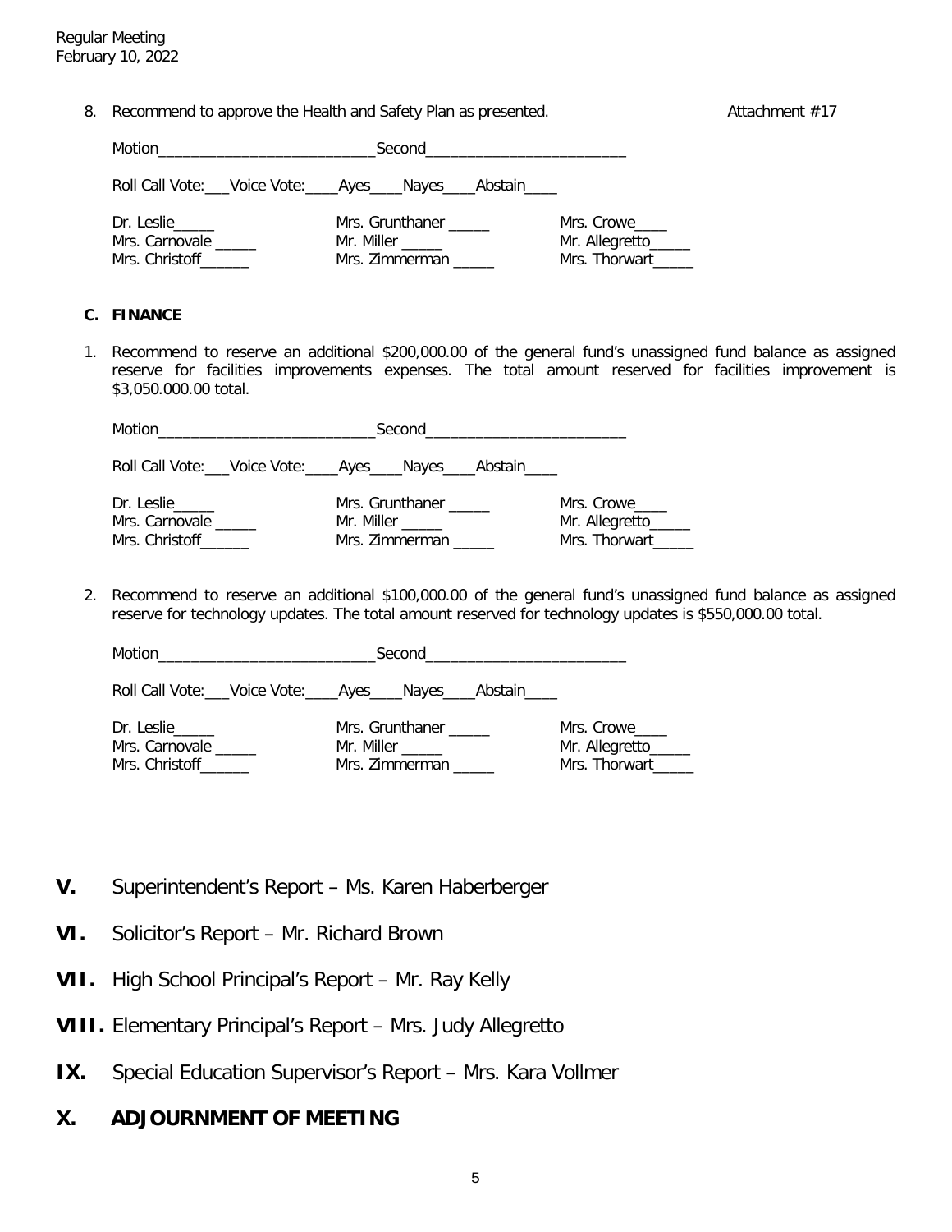8. Recommend to approve the Health and Safety Plan as presented. Attachment #17

Motion__________________________Second________________________

Roll Call Vote:___Voice Vote:____Ayes____Nayes____Abstain____

| | | |
|---|---|---|
| Dr. Leslie_____ | Mrs. Grunthaner _____ | Mrs. Crowe____ |
| Mrs. Carnovale _____ | Mr. Miller _____ | Mr. Allegretto_____ |
| Mrs. Christoff______ | Mrs. Zimmerman _____ | Mrs. Thorwart_____ |

**C. FINANCE**

1. Recommend to reserve an additional $200,000.00 of the general fund's unassigned fund balance as assigned reserve for facilities improvements expenses. The total amount reserved for facilities improvement is $3,050.000.00 total.

Motion__________________________Second________________________

Roll Call Vote:___Voice Vote:____Ayes____Nayes____Abstain____

| | | |
|---|---|---|
| Dr. Leslie_____ | Mrs. Grunthaner _____ | Mrs. Crowe____ |
| Mrs. Carnovale _____ | Mr. Miller _____ | Mr. Allegretto_____ |
| Mrs. Christoff______ | Mrs. Zimmerman _____ | Mrs. Thorwart_____ |

2. Recommend to reserve an additional $100,000.00 of the general fund's unassigned fund balance as assigned reserve for technology updates. The total amount reserved for technology updates is $550,000.00 total.

Motion__________________________Second________________________

Roll Call Vote:___Voice Vote:____Ayes____Nayes____Abstain____

| | | |
|---|---|---|
| Dr. Leslie_____ | Mrs. Grunthaner _____ | Mrs. Crowe____ |
| Mrs. Carnovale _____ | Mr. Miller _____ | Mr. Allegretto_____ |
| Mrs. Christoff______ | Mrs. Zimmerman _____ | Mrs. Thorwart_____ |

## V. Superintendent's Report – Ms. Karen Haberberger

## VI. Solicitor's Report – Mr. Richard Brown

## VII. High School Principal's Report – Mr. Ray Kelly

## VIII. Elementary Principal's Report – Mrs. Judy Allegretto

## IX. Special Education Supervisor's Report – Mrs. Kara Vollmer

## X. ADJOURNMENT OF MEETING